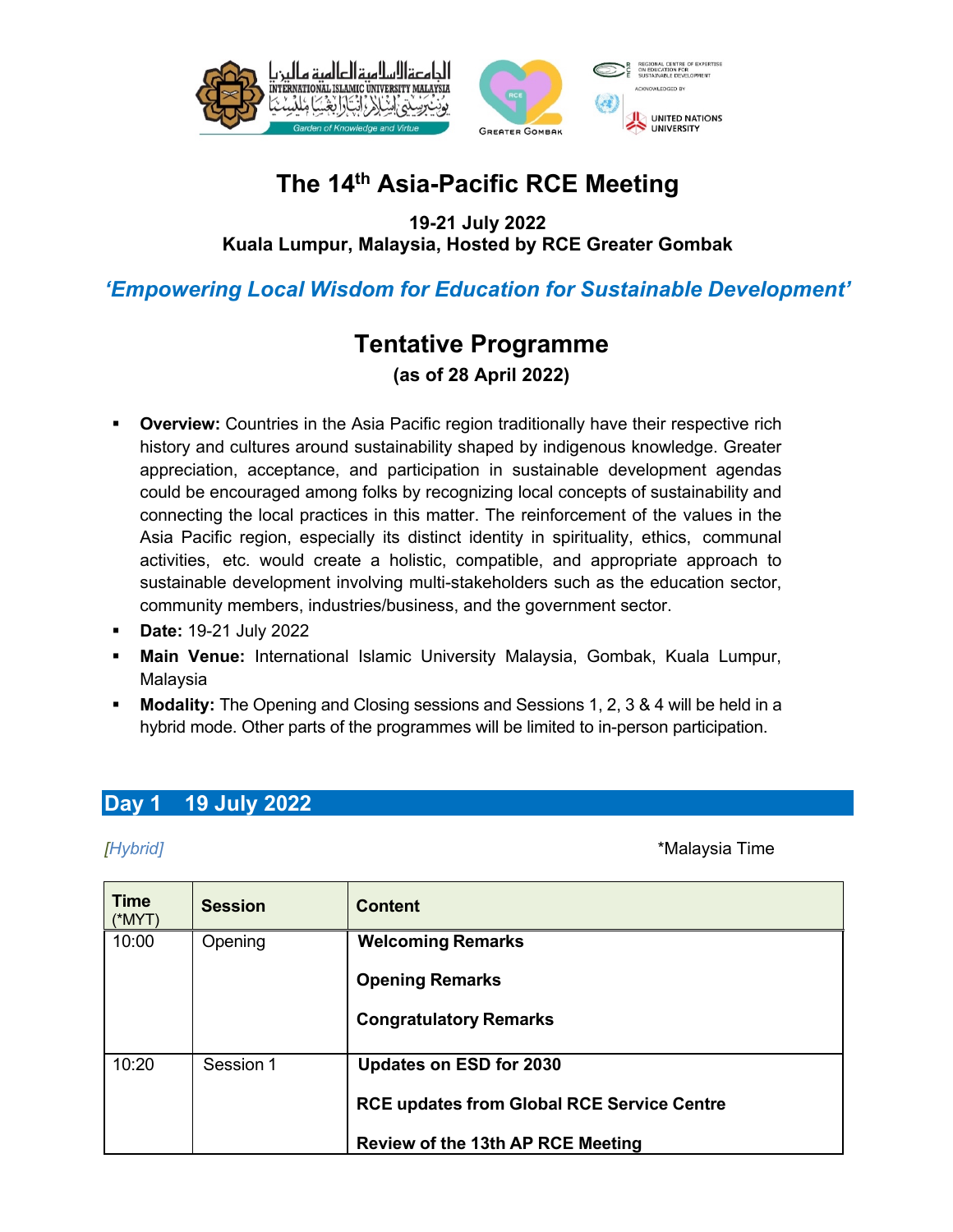# The 14th Asia-Pacific RCE Meeting

**19-21 July 2022**
**Kuala Lumpur, Malaysia, Hosted by RCE Greater Gombak**

***'Empowering Local Wisdom for Education for Sustainable Development'***

## Tentative Programme

**(as of 28 April 2022)**

- **Overview:** Countries in the Asia Pacific region traditionally have their respective rich history and cultures around sustainability shaped by indigenous knowledge. Greater appreciation, acceptance, and participation in sustainable development agendas could be encouraged among folks by recognizing local concepts of sustainability and connecting the local practices in this matter. The reinforcement of the values in the Asia Pacific region, especially its distinct identity in spirituality, ethics, communal activities, etc. would create a holistic, compatible, and appropriate approach to sustainable development involving multi-stakeholders such as the education sector, community members, industries/business, and the government sector.
- **Date:** 19-21 July 2022
- **Main Venue:** International Islamic University Malaysia, Gombak, Kuala Lumpur, Malaysia
- **Modality:** The Opening and Closing sessions and Sessions 1, 2, 3 & 4 will be held in a hybrid mode. Other parts of the programmes will be limited to in-person participation.

## Day 1 19 July 2022

*[Hybrid]* *Malaysia Time

| Time (*MYT) | Session | Content |
|---|---|---|
| 10:00 | Opening | **Welcoming Remarks**<br>**Opening Remarks**<br>**Congratulatory Remarks** |
| 10:20 | Session 1 | **Updates on ESD for 2030**<br>**RCE updates from Global RCE Service Centre**<br>**Review of the 13th AP RCE Meeting** |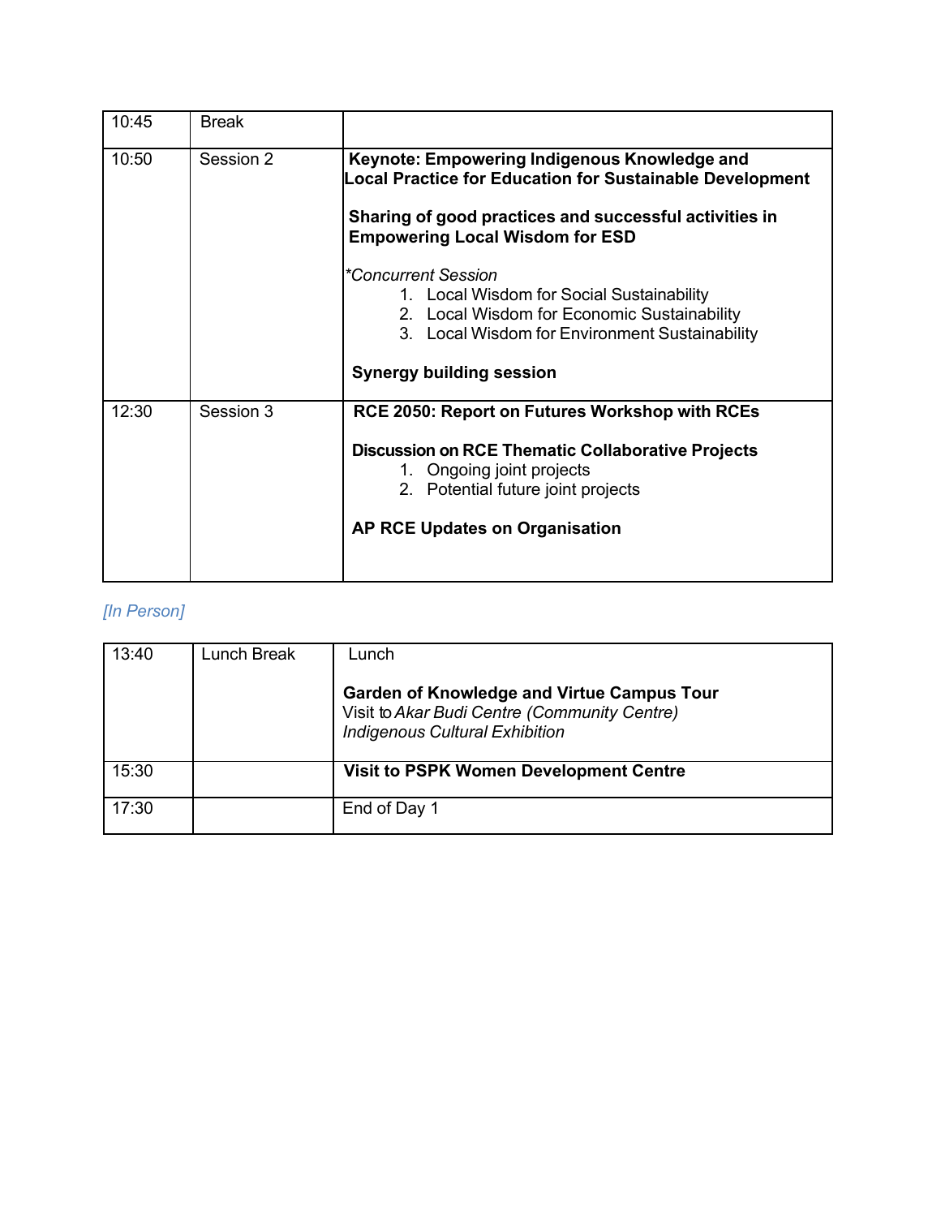| 10:45 | Break | |
|---|---|---|
| 10:50 | Session 2 | **Keynote: Empowering Indigenous Knowledge and Local Practice for Education for Sustainable Development**<br><br>**Sharing of good practices and successful activities in Empowering Local Wisdom for ESD**<br><br>*\*Concurrent Session*<br>1. Local Wisdom for Social Sustainability<br>2. Local Wisdom for Economic Sustainability<br>3. Local Wisdom for Environment Sustainability<br><br>**Synergy building session** |
| 12:30 | Session 3 | **RCE 2050: Report on Futures Workshop with RCEs**<br><br>**Discussion on RCE Thematic Collaborative Projects**<br>1. Ongoing joint projects<br>2. Potential future joint projects<br><br>**AP RCE Updates on Organisation** |

*[In Person]*

| 13:40 | Lunch Break | Lunch<br><br>**Garden of Knowledge and Virtue Campus Tour**<br>Visit to *Akar Budi Centre (Community Centre)*<br>*Indigenous Cultural Exhibition* |
|---|---|---|
| 15:30 | | **Visit to PSPK Women Development Centre** |
| 17:30 | | End of Day 1 |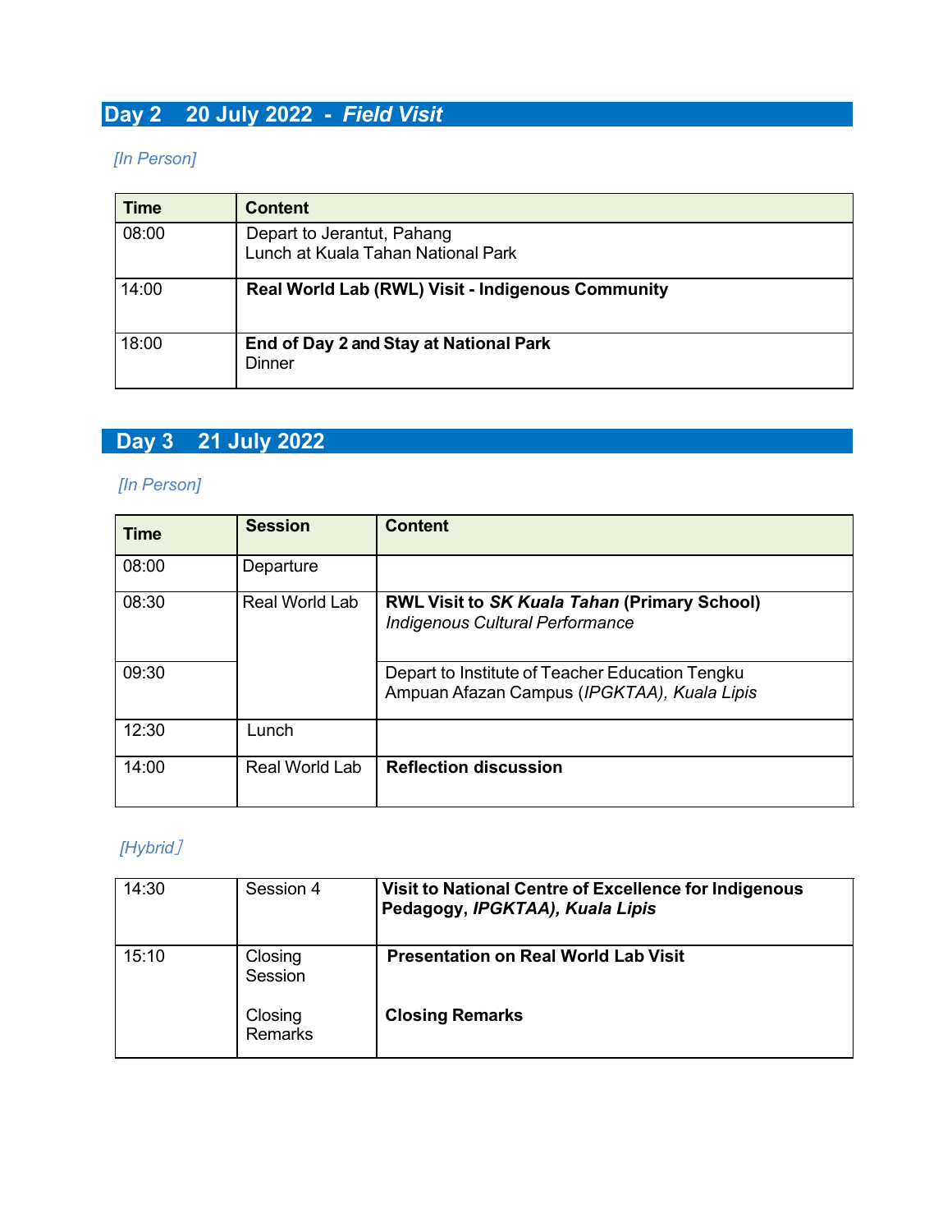## Day 2 20 July 2022 - *Field Visit*

*[In Person]*

| Time | Content |
|---|---|
| 08:00 | Depart to Jerantut, Pahang<br>Lunch at Kuala Tahan National Park |
| 14:00 | **Real World Lab (RWL) Visit - Indigenous Community** |
| 18:00 | **End of Day 2 and Stay at National Park**<br>Dinner |

## Day 3 21 July 2022

*[In Person]*

| Time | Session | Content |
|---|---|---|
| 08:00 | Departure | |
| 08:30 | Real World Lab | **RWL Visit to *SK Kuala Tahan* (Primary School)**<br>*Indigenous Cultural Performance* |
| 09:30 | | Depart to Institute of Teacher Education Tengku Ampuan Afazan Campus (*IPGKTAA), Kuala Lipis* |
| 12:30 | Lunch | |
| 14:00 | Real World Lab | **Reflection discussion** |

*[Hybrid]*

| | | |
|---|---|---|
| 14:30 | Session 4 | **Visit to National Centre of Excellence for Indigenous Pedagogy, *IPGKTAA), Kuala Lipis*** |
| 15:10 | Closing Session<br><br>Closing Remarks | **Presentation on Real World Lab Visit**<br><br>**Closing Remarks** |